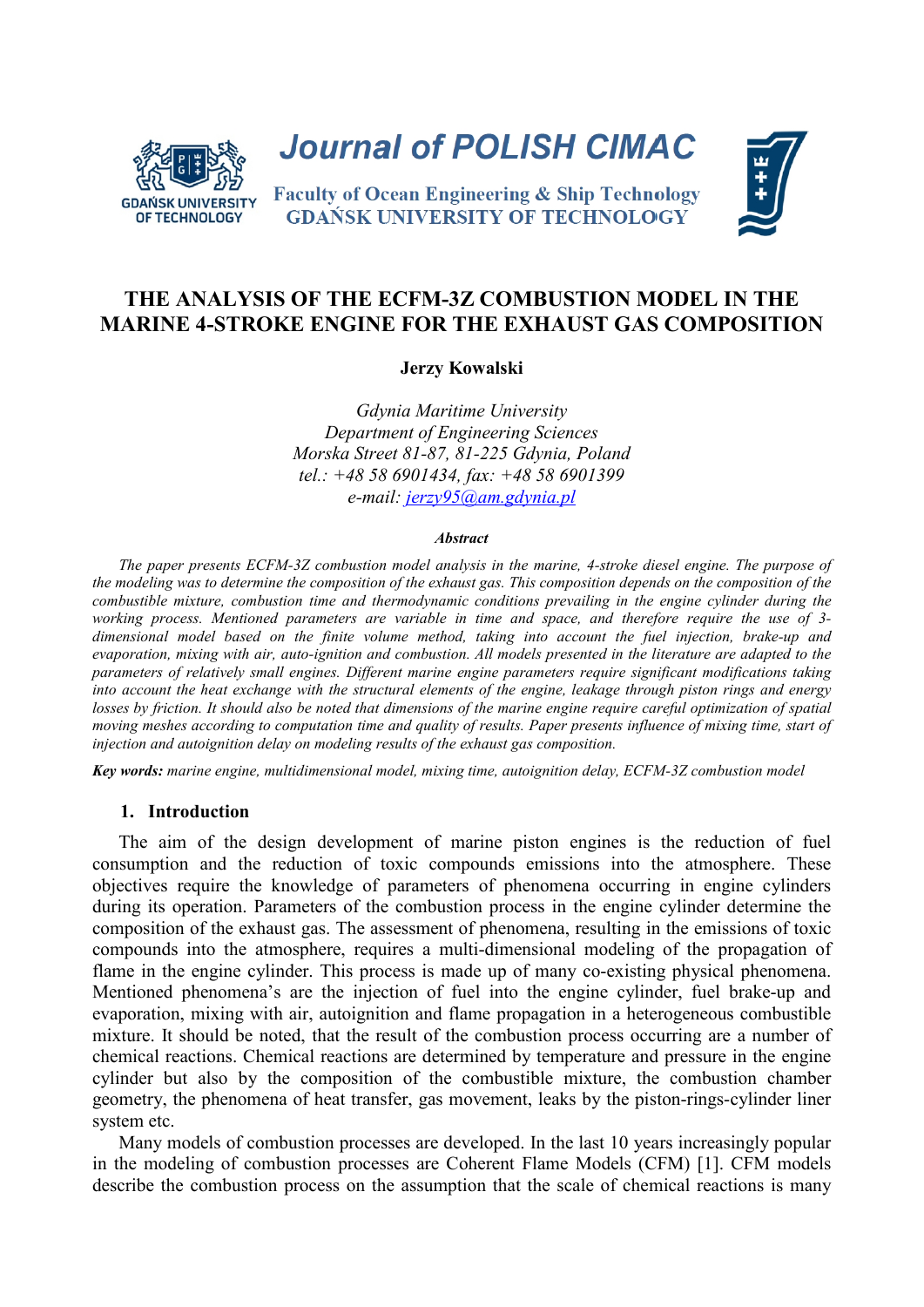Journal of POLISH CIMAC

Faculty of Ocean Engineering & Ship Technology
GDAŃSK UNIVERSITY OF TECHNOLOGY

# THE ANALYSIS OF THE ECFM-3Z COMBUSTION MODEL IN THE MARINE 4-STROKE ENGINE FOR THE EXHAUST GAS COMPOSITION

**Jerzy Kowalski**

*Gdynia Maritime University*
*Department of Engineering Sciences*
*Morska Street 81-87, 81-225 Gdynia, Poland*
*tel.: +48 58 6901434, fax: +48 58 6901399*
*e-mail: jerzy95@am.gdynia.pl*

***Abstract***

*The paper presents ECFM-3Z combustion model analysis in the marine, 4-stroke diesel engine. The purpose of the modeling was to determine the composition of the exhaust gas. This composition depends on the composition of the combustible mixture, combustion time and thermodynamic conditions prevailing in the engine cylinder during the working process. Mentioned parameters are variable in time and space, and therefore require the use of 3-dimensional model based on the finite volume method, taking into account the fuel injection, brake-up and evaporation, mixing with air, auto-ignition and combustion. All models presented in the literature are adapted to the parameters of relatively small engines. Different marine engine parameters require significant modifications taking into account the heat exchange with the structural elements of the engine, leakage through piston rings and energy losses by friction. It should also be noted that dimensions of the marine engine require careful optimization of spatial moving meshes according to computation time and quality of results. Paper presents influence of mixing time, start of injection and autoignition delay on modeling results of the exhaust gas composition.*

***Key words:*** *marine engine, multidimensional model, mixing time, autoignition delay, ECFM-3Z combustion model*

## 1. Introduction

The aim of the design development of marine piston engines is the reduction of fuel consumption and the reduction of toxic compounds emissions into the atmosphere. These objectives require the knowledge of parameters of phenomena occurring in engine cylinders during its operation. Parameters of the combustion process in the engine cylinder determine the composition of the exhaust gas. The assessment of phenomena, resulting in the emissions of toxic compounds into the atmosphere, requires a multi-dimensional modeling of the propagation of flame in the engine cylinder. This process is made up of many co-existing physical phenomena. Mentioned phenomena's are the injection of fuel into the engine cylinder, fuel brake-up and evaporation, mixing with air, autoignition and flame propagation in a heterogeneous combustible mixture. It should be noted, that the result of the combustion process occurring are a number of chemical reactions. Chemical reactions are determined by temperature and pressure in the engine cylinder but also by the composition of the combustible mixture, the combustion chamber geometry, the phenomena of heat transfer, gas movement, leaks by the piston-rings-cylinder liner system etc.

Many models of combustion processes are developed. In the last 10 years increasingly popular in the modeling of combustion processes are Coherent Flame Models (CFM) [1]. CFM models describe the combustion process on the assumption that the scale of chemical reactions is many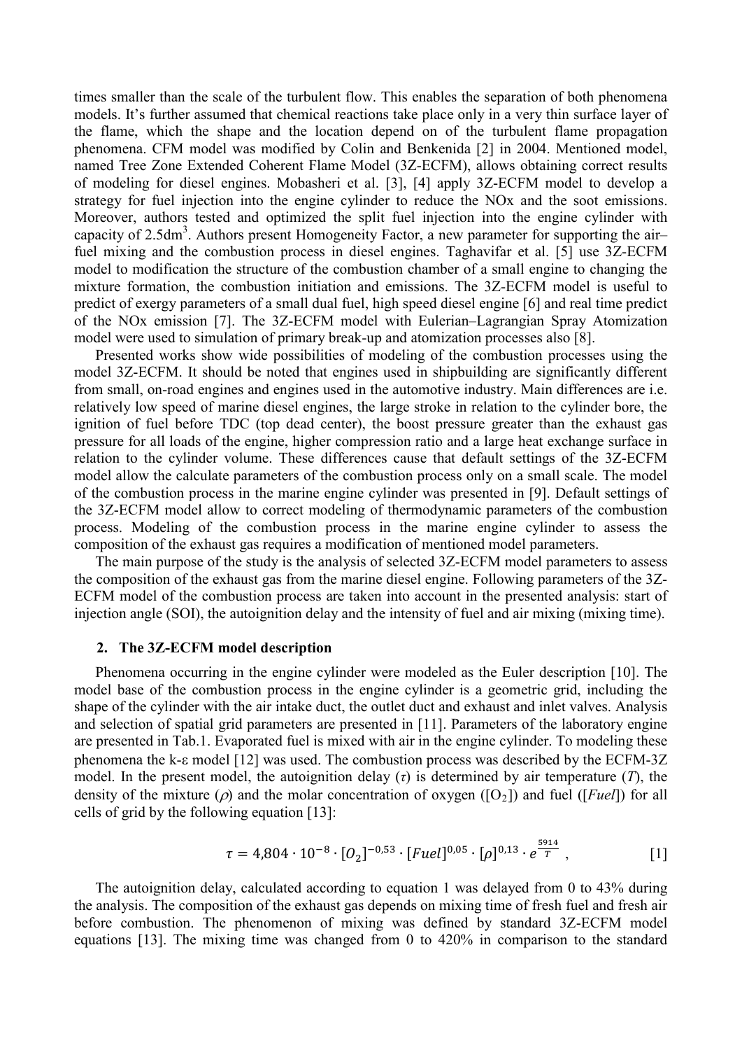times smaller than the scale of the turbulent flow. This enables the separation of both phenomena models. It's further assumed that chemical reactions take place only in a very thin surface layer of the flame, which the shape and the location depend on of the turbulent flame propagation phenomena. CFM model was modified by Colin and Benkenida [2] in 2004. Mentioned model, named Tree Zone Extended Coherent Flame Model (3Z-ECFM), allows obtaining correct results of modeling for diesel engines. Mobasheri et al. [3], [4] apply 3Z-ECFM model to develop a strategy for fuel injection into the engine cylinder to reduce the NOx and the soot emissions. Moreover, authors tested and optimized the split fuel injection into the engine cylinder with capacity of 2.5dm$^3$. Authors present Homogeneity Factor, a new parameter for supporting the air–fuel mixing and the combustion process in diesel engines. Taghavifar et al. [5] use 3Z-ECFM model to modification the structure of the combustion chamber of a small engine to changing the mixture formation, the combustion initiation and emissions. The 3Z-ECFM model is useful to predict of exergy parameters of a small dual fuel, high speed diesel engine [6] and real time predict of the NOx emission [7]. The 3Z-ECFM model with Eulerian–Lagrangian Spray Atomization model were used to simulation of primary break-up and atomization processes also [8].

Presented works show wide possibilities of modeling of the combustion processes using the model 3Z-ECFM. It should be noted that engines used in shipbuilding are significantly different from small, on-road engines and engines used in the automotive industry. Main differences are i.e. relatively low speed of marine diesel engines, the large stroke in relation to the cylinder bore, the ignition of fuel before TDC (top dead center), the boost pressure greater than the exhaust gas pressure for all loads of the engine, higher compression ratio and a large heat exchange surface in relation to the cylinder volume. These differences cause that default settings of the 3Z-ECFM model allow the calculate parameters of the combustion process only on a small scale. The model of the combustion process in the marine engine cylinder was presented in [9]. Default settings of the 3Z-ECFM model allow to correct modeling of thermodynamic parameters of the combustion process. Modeling of the combustion process in the marine engine cylinder to assess the composition of the exhaust gas requires a modification of mentioned model parameters.

The main purpose of the study is the analysis of selected 3Z-ECFM model parameters to assess the composition of the exhaust gas from the marine diesel engine. Following parameters of the 3Z-ECFM model of the combustion process are taken into account in the presented analysis: start of injection angle (SOI), the autoignition delay and the intensity of fuel and air mixing (mixing time).

## 2. The 3Z-ECFM model description

Phenomena occurring in the engine cylinder were modeled as the Euler description [10]. The model base of the combustion process in the engine cylinder is a geometric grid, including the shape of the cylinder with the air intake duct, the outlet duct and exhaust and inlet valves. Analysis and selection of spatial grid parameters are presented in [11]. Parameters of the laboratory engine are presented in Tab.1. Evaporated fuel is mixed with air in the engine cylinder. To modeling these phenomena the k-ε model [12] was used. The combustion process was described by the ECFM-3Z model. In the present model, the autoignition delay ($\tau$) is determined by air temperature ($T$), the density of the mixture ($\rho$) and the molar concentration of oxygen ($[O_2]$) and fuel ($[Fuel]$) for all cells of grid by the following equation [13]:

$$\tau = 4{,}804 \cdot 10^{-8} \cdot [O_2]^{-0{,}53} \cdot [Fuel]^{0{,}05} \cdot [\rho]^{0{,}13} \cdot e^{\frac{5914}{T}}\ , \qquad [1]$$

The autoignition delay, calculated according to equation 1 was delayed from 0 to 43% during the analysis. The composition of the exhaust gas depends on mixing time of fresh fuel and fresh air before combustion. The phenomenon of mixing was defined by standard 3Z-ECFM model equations [13]. The mixing time was changed from 0 to 420% in comparison to the standard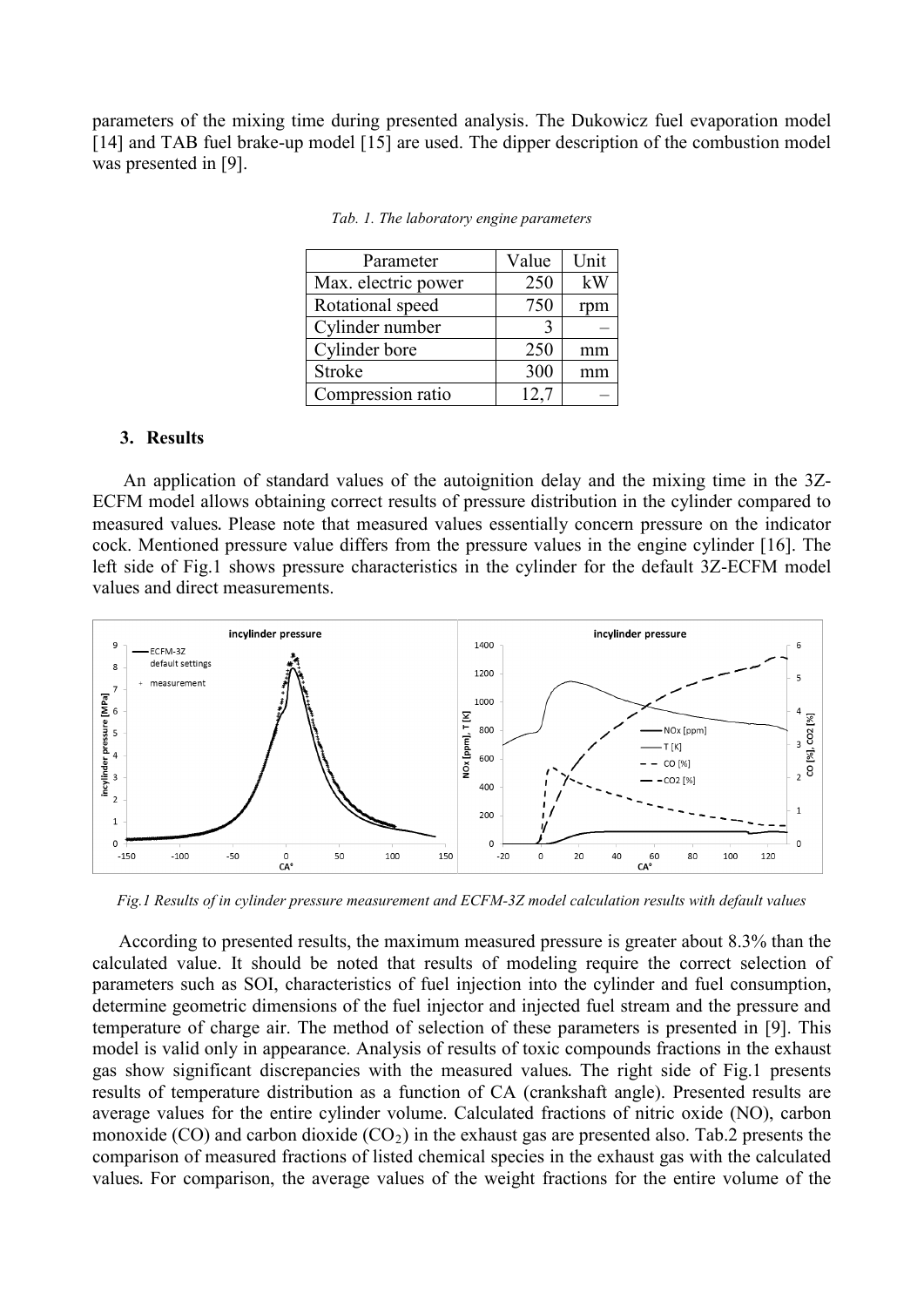parameters of the mixing time during presented analysis. The Dukowicz fuel evaporation model [14] and TAB fuel brake-up model [15] are used. The dipper description of the combustion model was presented in [9].

*Tab. 1. The laboratory engine parameters*

| Parameter | Value | Unit |
|---|---|---|
| Max. electric power | 250 | kW |
| Rotational speed | 750 | rpm |
| Cylinder number | 3 | – |
| Cylinder bore | 250 | mm |
| Stroke | 300 | mm |
| Compression ratio | 12,7 | – |

### 3. Results

An application of standard values of the autoignition delay and the mixing time in the 3Z-ECFM model allows obtaining correct results of pressure distribution in the cylinder compared to measured values. Please note that measured values essentially concern pressure on the indicator cock. Mentioned pressure value differs from the pressure values in the engine cylinder [16]. The left side of Fig.1 shows pressure characteristics in the cylinder for the default 3Z-ECFM model values and direct measurements.

*Fig.1 Results of in cylinder pressure measurement and ECFM-3Z model calculation results with default values*

According to presented results, the maximum measured pressure is greater about 8.3% than the calculated value. It should be noted that results of modeling require the correct selection of parameters such as SOI, characteristics of fuel injection into the cylinder and fuel consumption, determine geometric dimensions of the fuel injector and injected fuel stream and the pressure and temperature of charge air. The method of selection of these parameters is presented in [9]. This model is valid only in appearance. Analysis of results of toxic compounds fractions in the exhaust gas show significant discrepancies with the measured values. The right side of Fig.1 presents results of temperature distribution as a function of CA (crankshaft angle). Presented results are average values for the entire cylinder volume. Calculated fractions of nitric oxide (NO), carbon monoxide (CO) and carbon dioxide ($CO_2$) in the exhaust gas are presented also. Tab.2 presents the comparison of measured fractions of listed chemical species in the exhaust gas with the calculated values. For comparison, the average values of the weight fractions for the entire volume of the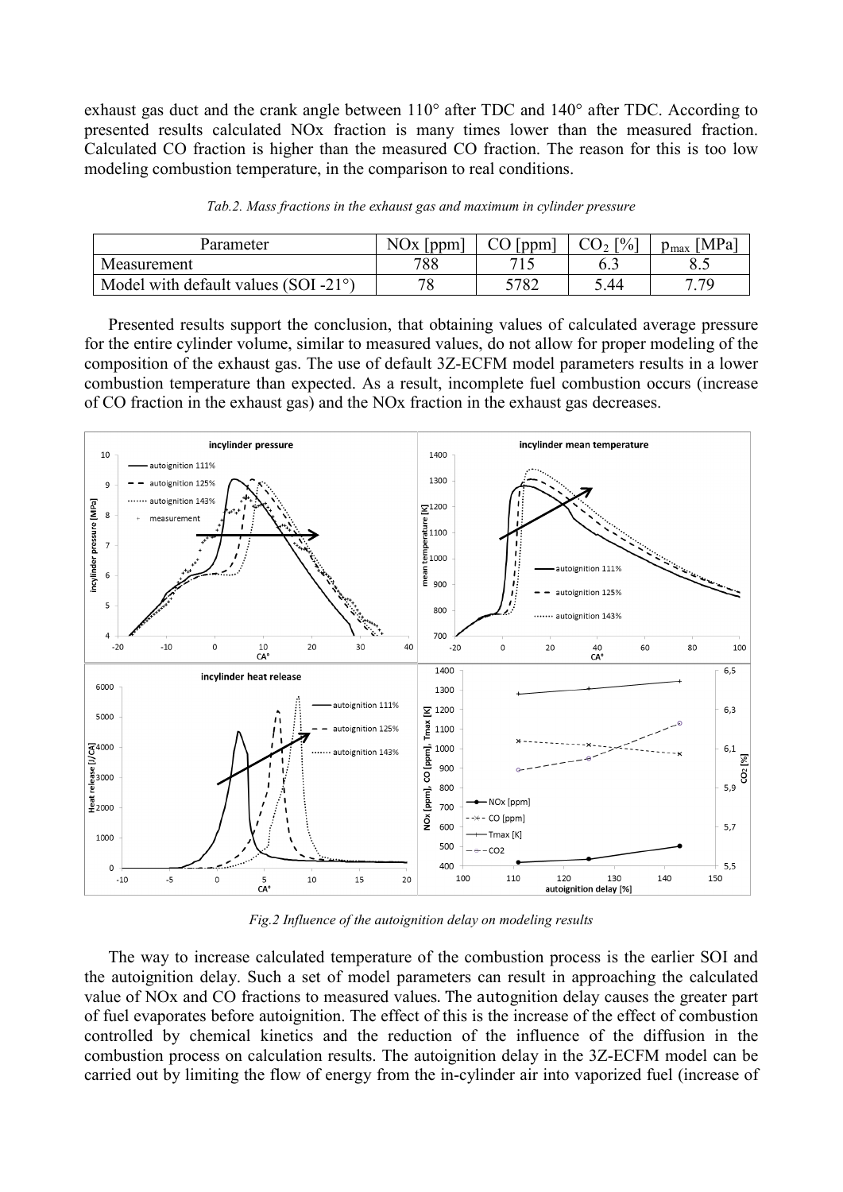exhaust gas duct and the crank angle between 110° after TDC and 140° after TDC. According to presented results calculated NOx fraction is many times lower than the measured fraction. Calculated CO fraction is higher than the measured CO fraction. The reason for this is too low modeling combustion temperature, in the comparison to real conditions.

*Tab.2. Mass fractions in the exhaust gas and maximum in cylinder pressure*

| Parameter | NOx [ppm] | CO [ppm] | $CO_2$ [%] | $p_{max}$ [MPa] |
|---|---|---|---|---|
| Measurement | 788 | 715 | 6.3 | 8.5 |
| Model with default values (SOI -21°) | 78 | 5782 | 5.44 | 7.79 |

Presented results support the conclusion, that obtaining values of calculated average pressure for the entire cylinder volume, similar to measured values, do not allow for proper modeling of the composition of the exhaust gas. The use of default 3Z-ECFM model parameters results in a lower combustion temperature than expected. As a result, incomplete fuel combustion occurs (increase of CO fraction in the exhaust gas) and the NOx fraction in the exhaust gas decreases.

*Fig.2 Influence of the autoignition delay on modeling results*

The way to increase calculated temperature of the combustion process is the earlier SOI and the autoignition delay. Such a set of model parameters can result in approaching the calculated value of NOx and CO fractions to measured values. The autognition delay causes the greater part of fuel evaporates before autoignition. The effect of this is the increase of the effect of combustion controlled by chemical kinetics and the reduction of the influence of the diffusion in the combustion process on calculation results. The autoignition delay in the 3Z-ECFM model can be carried out by limiting the flow of energy from the in-cylinder air into vaporized fuel (increase of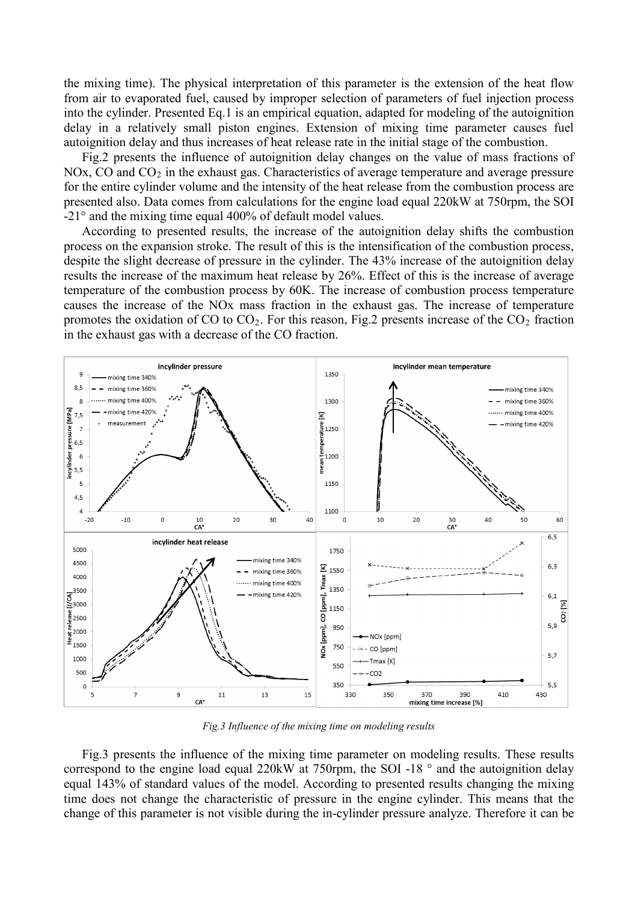the mixing time). The physical interpretation of this parameter is the extension of the heat flow from air to evaporated fuel, caused by improper selection of parameters of fuel injection process into the cylinder. Presented Eq.1 is an empirical equation, adapted for modeling of the autoignition delay in a relatively small piston engines. Extension of mixing time parameter causes fuel autoignition delay and thus increases of heat release rate in the initial stage of the combustion.

Fig.2 presents the influence of autoignition delay changes on the value of mass fractions of NOx, CO and $CO_2$ in the exhaust gas. Characteristics of average temperature and average pressure for the entire cylinder volume and the intensity of the heat release from the combustion process are presented also. Data comes from calculations for the engine load equal 220kW at 750rpm, the SOI -21° and the mixing time equal 400% of default model values.

According to presented results, the increase of the autoignition delay shifts the combustion process on the expansion stroke. The result of this is the intensification of the combustion process, despite the slight decrease of pressure in the cylinder. The 43% increase of the autoignition delay results the increase of the maximum heat release by 26%. Effect of this is the increase of average temperature of the combustion process by 60K. The increase of combustion process temperature causes the increase of the NOx mass fraction in the exhaust gas. The increase of temperature promotes the oxidation of CO to $CO_2$. For this reason, Fig.2 presents increase of the $CO_2$ fraction in the exhaust gas with a decrease of the CO fraction.

*Fig.3 Influence of the mixing time on modeling results*

Fig.3 presents the influence of the mixing time parameter on modeling results. These results correspond to the engine load equal 220kW at 750rpm, the SOI -18 ° and the autoignition delay equal 143% of standard values of the model. According to presented results changing the mixing time does not change the characteristic of pressure in the engine cylinder. This means that the change of this parameter is not visible during the in-cylinder pressure analyze. Therefore it can be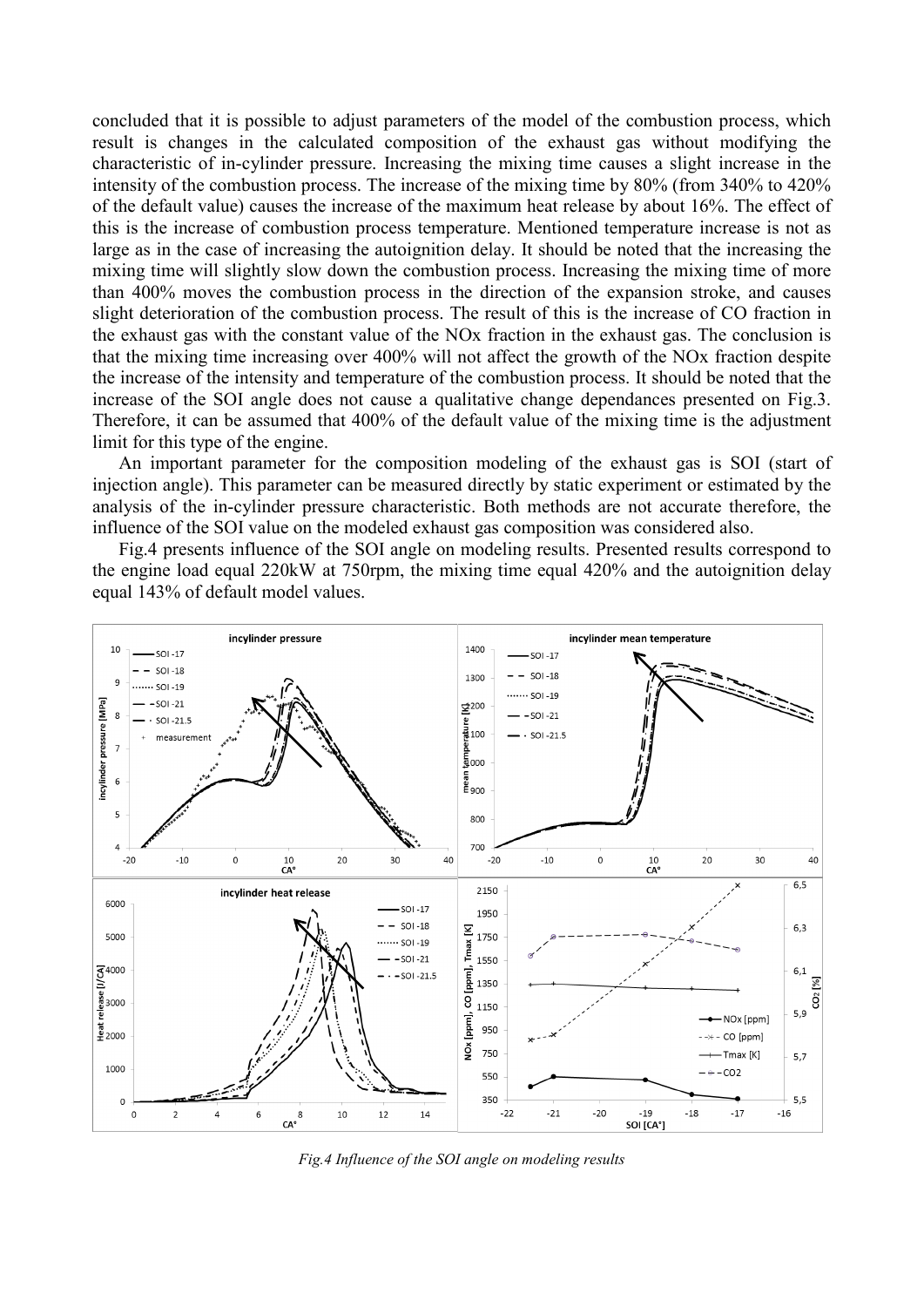concluded that it is possible to adjust parameters of the model of the combustion process, which result is changes in the calculated composition of the exhaust gas without modifying the characteristic of in-cylinder pressure. Increasing the mixing time causes a slight increase in the intensity of the combustion process. The increase of the mixing time by 80% (from 340% to 420% of the default value) causes the increase of the maximum heat release by about 16%. The effect of this is the increase of combustion process temperature. Mentioned temperature increase is not as large as in the case of increasing the autoignition delay. It should be noted that the increasing the mixing time will slightly slow down the combustion process. Increasing the mixing time of more than 400% moves the combustion process in the direction of the expansion stroke, and causes slight deterioration of the combustion process. The result of this is the increase of CO fraction in the exhaust gas with the constant value of the NOx fraction in the exhaust gas. The conclusion is that the mixing time increasing over 400% will not affect the growth of the NOx fraction despite the increase of the intensity and temperature of the combustion process. It should be noted that the increase of the SOI angle does not cause a qualitative change dependances presented on Fig.3. Therefore, it can be assumed that 400% of the default value of the mixing time is the adjustment limit for this type of the engine.

An important parameter for the composition modeling of the exhaust gas is SOI (start of injection angle). This parameter can be measured directly by static experiment or estimated by the analysis of the in-cylinder pressure characteristic. Both methods are not accurate therefore, the influence of the SOI value on the modeled exhaust gas composition was considered also.

Fig.4 presents influence of the SOI angle on modeling results. Presented results correspond to the engine load equal 220kW at 750rpm, the mixing time equal 420% and the autoignition delay equal 143% of default model values.

*Fig.4 Influence of the SOI angle on modeling results*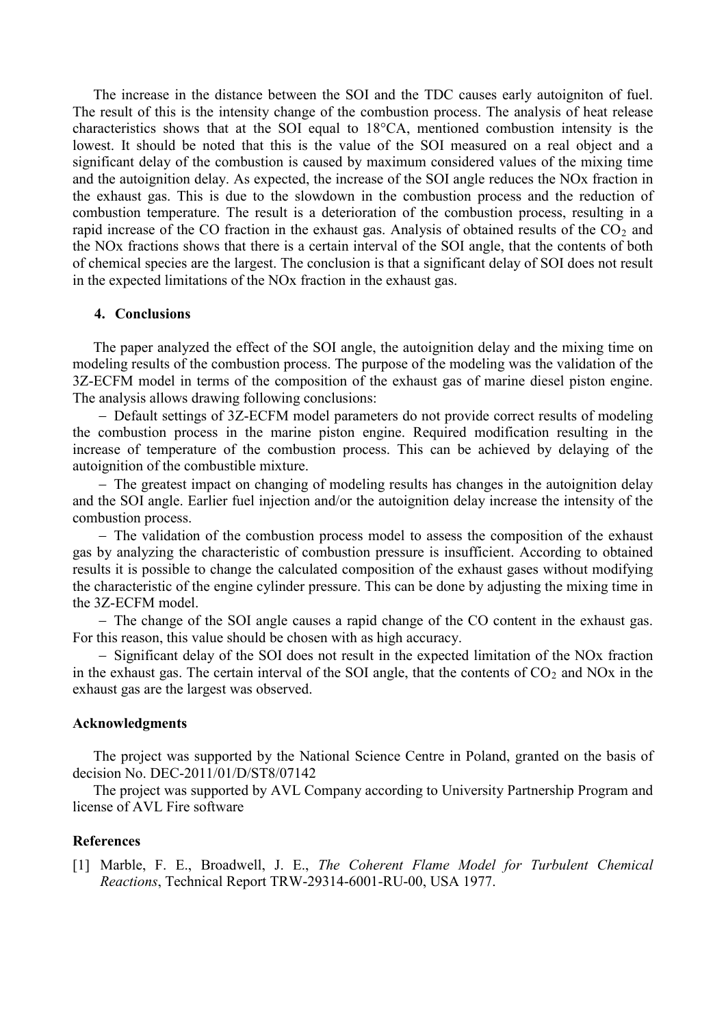The increase in the distance between the SOI and the TDC causes early autoigniton of fuel. The result of this is the intensity change of the combustion process. The analysis of heat release characteristics shows that at the SOI equal to 18°CA, mentioned combustion intensity is the lowest. It should be noted that this is the value of the SOI measured on a real object and a significant delay of the combustion is caused by maximum considered values of the mixing time and the autoignition delay. As expected, the increase of the SOI angle reduces the NOx fraction in the exhaust gas. This is due to the slowdown in the combustion process and the reduction of combustion temperature. The result is a deterioration of the combustion process, resulting in a rapid increase of the CO fraction in the exhaust gas. Analysis of obtained results of the $CO_2$ and the NOx fractions shows that there is a certain interval of the SOI angle, that the contents of both of chemical species are the largest. The conclusion is that a significant delay of SOI does not result in the expected limitations of the NOx fraction in the exhaust gas.

## 4. Conclusions

The paper analyzed the effect of the SOI angle, the autoignition delay and the mixing time on modeling results of the combustion process. The purpose of the modeling was the validation of the 3Z-ECFM model in terms of the composition of the exhaust gas of marine diesel piston engine. The analysis allows drawing following conclusions:

- Default settings of 3Z-ECFM model parameters do not provide correct results of modeling the combustion process in the marine piston engine. Required modification resulting in the increase of temperature of the combustion process. This can be achieved by delaying of the autoignition of the combustible mixture.
- The greatest impact on changing of modeling results has changes in the autoignition delay and the SOI angle. Earlier fuel injection and/or the autoignition delay increase the intensity of the combustion process.
- The validation of the combustion process model to assess the composition of the exhaust gas by analyzing the characteristic of combustion pressure is insufficient. According to obtained results it is possible to change the calculated composition of the exhaust gases without modifying the characteristic of the engine cylinder pressure. This can be done by adjusting the mixing time in the 3Z-ECFM model.
- The change of the SOI angle causes a rapid change of the CO content in the exhaust gas. For this reason, this value should be chosen with as high accuracy.
- Significant delay of the SOI does not result in the expected limitation of the NOx fraction in the exhaust gas. The certain interval of the SOI angle, that the contents of $CO_2$ and NOx in the exhaust gas are the largest was observed.

### Acknowledgments

The project was supported by the National Science Centre in Poland, granted on the basis of decision No. DEC-2011/01/D/ST8/07142

The project was supported by AVL Company according to University Partnership Program and license of AVL Fire software

### References

[1] Marble, F. E., Broadwell, J. E., *The Coherent Flame Model for Turbulent Chemical Reactions*, Technical Report TRW-29314-6001-RU-00, USA 1977.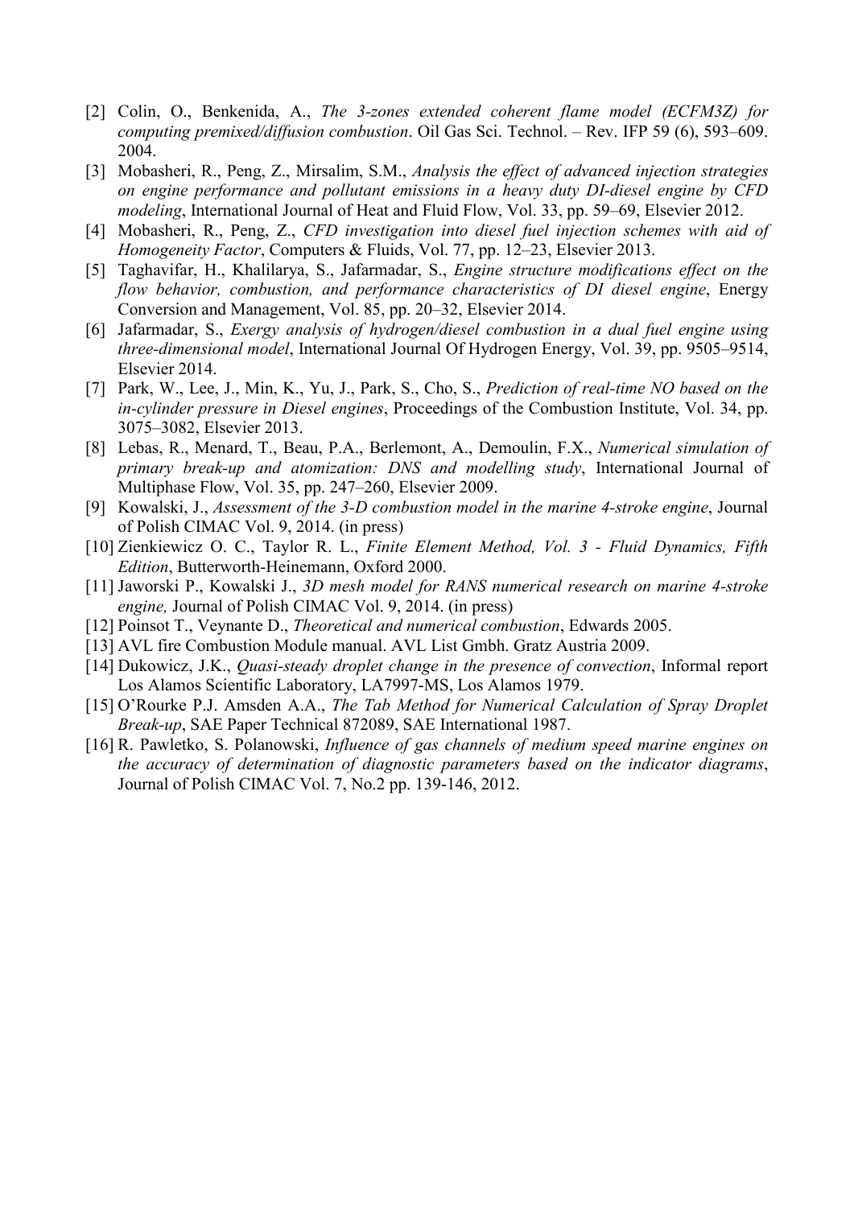[2] Colin, O., Benkenida, A., *The 3-zones extended coherent flame model (ECFM3Z) for computing premixed/diffusion combustion*. Oil Gas Sci. Technol. – Rev. IFP 59 (6), 593–609. 2004.

[3] Mobasheri, R., Peng, Z., Mirsalim, S.M., *Analysis the effect of advanced injection strategies on engine performance and pollutant emissions in a heavy duty DI-diesel engine by CFD modeling*, International Journal of Heat and Fluid Flow, Vol. 33, pp. 59–69, Elsevier 2012.

[4] Mobasheri, R., Peng, Z., *CFD investigation into diesel fuel injection schemes with aid of Homogeneity Factor*, Computers & Fluids, Vol. 77, pp. 12–23, Elsevier 2013.

[5] Taghavifar, H., Khalilarya, S., Jafarmadar, S., *Engine structure modifications effect on the flow behavior, combustion, and performance characteristics of DI diesel engine*, Energy Conversion and Management, Vol. 85, pp. 20–32, Elsevier 2014.

[6] Jafarmadar, S., *Exergy analysis of hydrogen/diesel combustion in a dual fuel engine using three-dimensional model*, International Journal Of Hydrogen Energy, Vol. 39, pp. 9505–9514, Elsevier 2014.

[7] Park, W., Lee, J., Min, K., Yu, J., Park, S., Cho, S., *Prediction of real-time NO based on the in-cylinder pressure in Diesel engines*, Proceedings of the Combustion Institute, Vol. 34, pp. 3075–3082, Elsevier 2013.

[8] Lebas, R., Menard, T., Beau, P.A., Berlemont, A., Demoulin, F.X., *Numerical simulation of primary break-up and atomization: DNS and modelling study*, International Journal of Multiphase Flow, Vol. 35, pp. 247–260, Elsevier 2009.

[9] Kowalski, J., *Assessment of the 3-D combustion model in the marine 4-stroke engine*, Journal of Polish CIMAC Vol. 9, 2014. (in press)

[10] Zienkiewicz O. C., Taylor R. L., *Finite Element Method, Vol. 3 - Fluid Dynamics, Fifth Edition*, Butterworth-Heinemann, Oxford 2000.

[11] Jaworski P., Kowalski J., *3D mesh model for RANS numerical research on marine 4-stroke engine,* Journal of Polish CIMAC Vol. 9, 2014. (in press)

[12] Poinsot T., Veynante D., *Theoretical and numerical combustion*, Edwards 2005.

[13] AVL fire Combustion Module manual. AVL List Gmbh. Gratz Austria 2009.

[14] Dukowicz, J.K., *Quasi-steady droplet change in the presence of convection*, Informal report Los Alamos Scientific Laboratory, LA7997-MS, Los Alamos 1979.

[15] O'Rourke P.J. Amsden A.A., *The Tab Method for Numerical Calculation of Spray Droplet Break-up*, SAE Paper Technical 872089, SAE International 1987.

[16] R. Pawletko, S. Polanowski, *Influence of gas channels of medium speed marine engines on the accuracy of determination of diagnostic parameters based on the indicator diagrams*, Journal of Polish CIMAC Vol. 7, No.2 pp. 139-146, 2012.